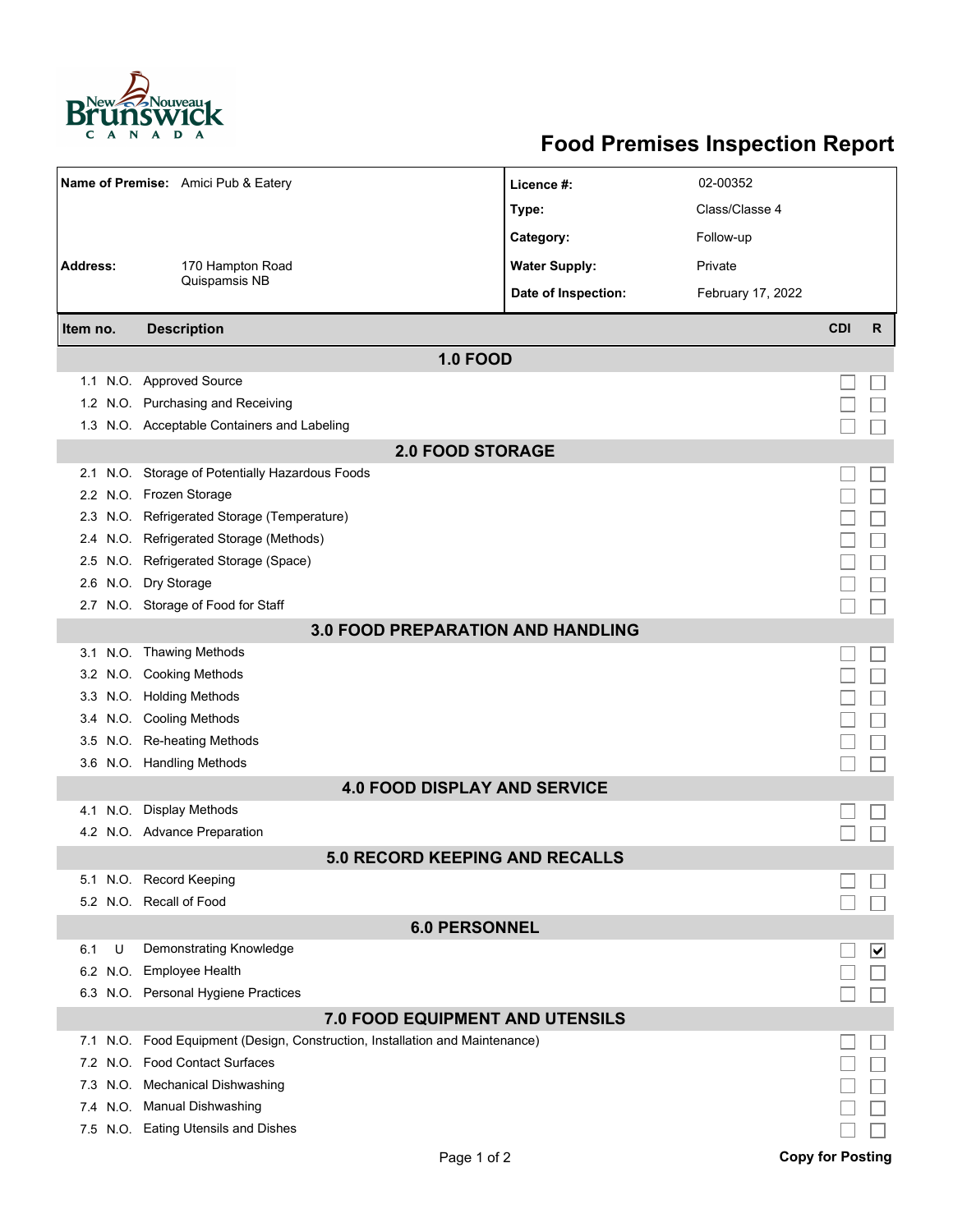New Brunswick / Nouveau-Brunswick CANADA

# Food Premises Inspection Report

| | | | |
|---|---|---|---|
| **Name of Premise:** | Amici Pub & Eatery | **Licence #:** | 02-00352 |
| | | **Type:** | Class/Classe 4 |
| | | **Category:** | Follow-up |
| **Address:** | 170 Hampton Road Quispamsis NB | **Water Supply:** | Private |
| | | **Date of Inspection:** | February 17, 2022 |

| Item no. | | Description | CDI | R |
|---|---|---|---|---|
| **1.0 FOOD** | | | | |
| 1.1 | N.O. | Approved Source | ☐ | ☐ |
| 1.2 | N.O. | Purchasing and Receiving | ☐ | ☐ |
| 1.3 | N.O. | Acceptable Containers and Labeling | ☐ | ☐ |
| **2.0 FOOD STORAGE** | | | | |
| 2.1 | N.O. | Storage of Potentially Hazardous Foods | ☐ | ☐ |
| 2.2 | N.O. | Frozen Storage | ☐ | ☐ |
| 2.3 | N.O. | Refrigerated Storage (Temperature) | ☐ | ☐ |
| 2.4 | N.O. | Refrigerated Storage (Methods) | ☐ | ☐ |
| 2.5 | N.O. | Refrigerated Storage (Space) | ☐ | ☐ |
| 2.6 | N.O. | Dry Storage | ☐ | ☐ |
| 2.7 | N.O. | Storage of Food for Staff | ☐ | ☐ |
| **3.0 FOOD PREPARATION AND HANDLING** | | | | |
| 3.1 | N.O. | Thawing Methods | ☐ | ☐ |
| 3.2 | N.O. | Cooking Methods | ☐ | ☐ |
| 3.3 | N.O. | Holding Methods | ☐ | ☐ |
| 3.4 | N.O. | Cooling Methods | ☐ | ☐ |
| 3.5 | N.O. | Re-heating Methods | ☐ | ☐ |
| 3.6 | N.O. | Handling Methods | ☐ | ☐ |
| **4.0 FOOD DISPLAY AND SERVICE** | | | | |
| 4.1 | N.O. | Display Methods | ☐ | ☐ |
| 4.2 | N.O. | Advance Preparation | ☐ | ☐ |
| **5.0 RECORD KEEPING AND RECALLS** | | | | |
| 5.1 | N.O. | Record Keeping | ☐ | ☐ |
| 5.2 | N.O. | Recall of Food | ☐ | ☐ |
| **6.0 PERSONNEL** | | | | |
| 6.1 | U | Demonstrating Knowledge | ☐ | ☑ |
| 6.2 | N.O. | Employee Health | ☐ | ☐ |
| 6.3 | N.O. | Personal Hygiene Practices | ☐ | ☐ |
| **7.0 FOOD EQUIPMENT AND UTENSILS** | | | | |
| 7.1 | N.O. | Food Equipment (Design, Construction, Installation and Maintenance) | ☐ | ☐ |
| 7.2 | N.O. | Food Contact Surfaces | ☐ | ☐ |
| 7.3 | N.O. | Mechanical Dishwashing | ☐ | ☐ |
| 7.4 | N.O. | Manual Dishwashing | ☐ | ☐ |
| 7.5 | N.O. | Eating Utensils and Dishes | ☐ | ☐ |

**Copy for Posting**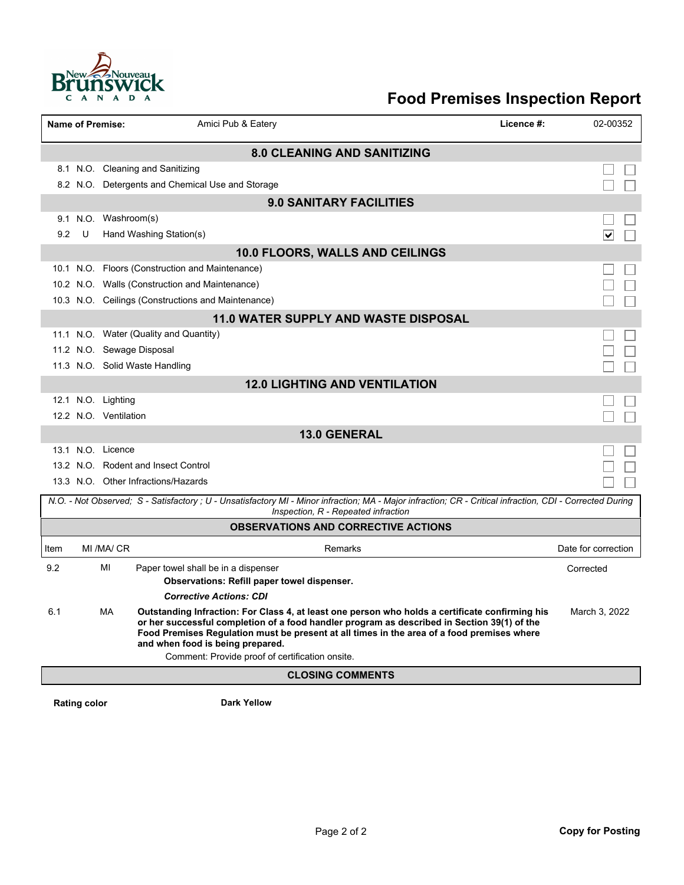# Food Premises Inspection Report

| **Name of Premise:** | Amici Pub & Eatery | **Licence #:** | 02-00352 |
|---|---|---|---|

## 8.0 CLEANING AND SANITIZING

| | | | | |
|---|---|---|---|---|
| 8.1 | N.O. | Cleaning and Sanitizing | ☐ | ☐ |
| 8.2 | N.O. | Detergents and Chemical Use and Storage | ☐ | ☐ |

## 9.0 SANITARY FACILITIES

| | | | | |
|---|---|---|---|---|
| 9.1 | N.O. | Washroom(s) | ☐ | ☐ |
| 9.2 | U | Hand Washing Station(s) | ☑ | ☐ |

## 10.0 FLOORS, WALLS AND CEILINGS

| | | | | |
|---|---|---|---|---|
| 10.1 | N.O. | Floors (Construction and Maintenance) | ☐ | ☐ |
| 10.2 | N.O. | Walls (Construction and Maintenance) | ☐ | ☐ |
| 10.3 | N.O. | Ceilings (Constructions and Maintenance) | ☐ | ☐ |

## 11.0 WATER SUPPLY AND WASTE DISPOSAL

| | | | | |
|---|---|---|---|---|
| 11.1 | N.O. | Water (Quality and Quantity) | ☐ | ☐ |
| 11.2 | N.O. | Sewage Disposal | ☐ | ☐ |
| 11.3 | N.O. | Solid Waste Handling | ☐ | ☐ |

## 12.0 LIGHTING AND VENTILATION

| | | | | |
|---|---|---|---|---|
| 12.1 | N.O. | Lighting | ☐ | ☐ |
| 12.2 | N.O. | Ventilation | ☐ | ☐ |

## 13.0 GENERAL

| | | | | |
|---|---|---|---|---|
| 13.1 | N.O. | Licence | ☐ | ☐ |
| 13.2 | N.O. | Rodent and Insect Control | ☐ | ☐ |
| 13.3 | N.O. | Other Infractions/Hazards | ☐ | ☐ |

*N.O. - Not Observed; S - Satisfactory ; U - Unsatisfactory MI - Minor infraction; MA - Major infraction; CR - Critical infraction, CDI - Corrected During Inspection, R - Repeated infraction*

## OBSERVATIONS AND CORRECTIVE ACTIONS

| Item | MI /MA/ CR | Remarks | Date for correction |
|---|---|---|---|
| 9.2 | MI | Paper towel shall be in a dispenser<br>**Observations: Refill paper towel dispenser.**<br>***Corrective Actions: CDI*** | Corrected |
| 6.1 | MA | **Outstanding Infraction: For Class 4, at least one person who holds a certificate confirming his or her successful completion of a food handler program as described in Section 39(1) of the Food Premises Regulation must be present at all times in the area of a food premises where and when food is being prepared.**<br>Comment: Provide proof of certification onsite. | March 3, 2022 |

## CLOSING COMMENTS

**Rating color** **Dark Yellow**

**Copy for Posting**